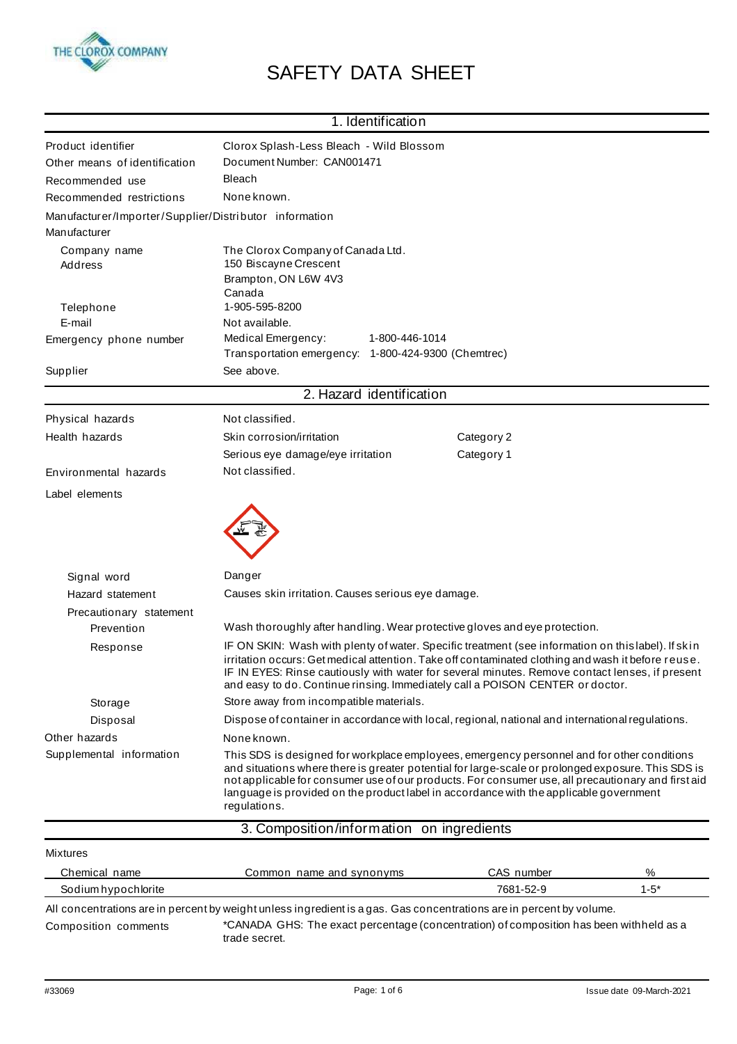# SAFETY DATA SHEET

## 1. Identification

| | |
|---|---|
| Product identifier | Clorox Splash-Less Bleach - Wild Blossom |
| Other means of identification | Document Number: CAN001471 |
| Recommended use | Bleach |
| Recommended restrictions | None known. |

Manufacturer/Importer/Supplier/Distributor information

Manufacturer

| | |
|---|---|
| Company name | The Clorox Company of Canada Ltd. |
| Address | 150 Biscayne Crescent<br>Brampton, ON L6W 4V3<br>Canada |
| Telephone | 1-905-595-8200 |
| E-mail | Not available. |
| Emergency phone number | Medical Emergency: 1-800-446-1014<br>Transportation emergency: 1-800-424-9300 (Chemtrec) |
| Supplier | See above. |

## 2. Hazard identification

| | | |
|---|---|---|
| Physical hazards | Not classified. | |
| Health hazards | Skin corrosion/irritation | Category 2 |
| | Serious eye damage/eye irritation | Category 1 |
| Environmental hazards | Not classified. | |

Label elements

**Signal word**: Danger

**Hazard statement**: Causes skin irritation. Causes serious eye damage.

**Precautionary statement**

**Prevention**: Wash thoroughly after handling. Wear protective gloves and eye protection.

**Response**: IF ON SKIN: Wash with plenty of water. Specific treatment (see information on this label). If skin irritation occurs: Get medical attention. Take off contaminated clothing and wash it before reuse. IF IN EYES: Rinse cautiously with water for several minutes. Remove contact lenses, if present and easy to do. Continue rinsing. Immediately call a POISON CENTER or doctor.

**Storage**: Store away from incompatible materials.

**Disposal**: Dispose of container in accordance with local, regional, national and international regulations.

**Other hazards**: None known.

**Supplemental information**: This SDS is designed for workplace employees, emergency personnel and for other conditions and situations where there is greater potential for large-scale or prolonged exposure. This SDS is not applicable for consumer use of our products. For consumer use, all precautionary and first aid language is provided on the product label in accordance with the applicable government regulations.

## 3. Composition/information on ingredients

Mixtures

| Chemical name | Common name and synonyms | CAS number | % |
|---|---|---|---|
| Sodium hypochlorite | | 7681-52-9 | 1-5* |

All concentrations are in percent by weight unless ingredient is a gas. Gas concentrations are in percent by volume.

**Composition comments**: *CANADA GHS: The exact percentage (concentration) of composition has been withheld as a trade secret.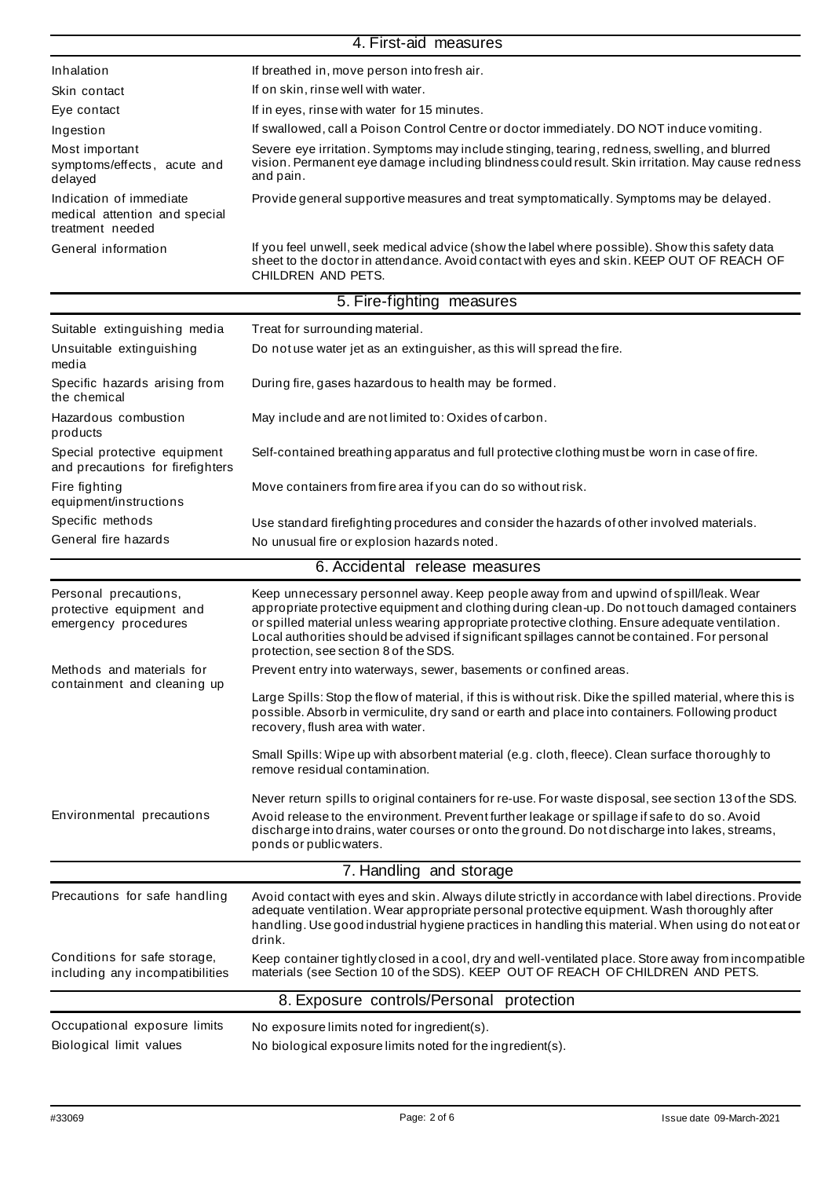## 4. First-aid measures

| | |
|---|---|
| Inhalation | If breathed in, move person into fresh air. |
| Skin contact | If on skin, rinse well with water. |
| Eye contact | If in eyes, rinse with water for 15 minutes. |
| Ingestion | If swallowed, call a Poison Control Centre or doctor immediately. DO NOT induce vomiting. |
| Most important symptoms/effects, acute and delayed | Severe eye irritation. Symptoms may include stinging, tearing, redness, swelling, and blurred vision. Permanent eye damage including blindness could result. Skin irritation. May cause redness and pain. |
| Indication of immediate medical attention and special treatment needed | Provide general supportive measures and treat symptomatically. Symptoms may be delayed. |
| General information | If you feel unwell, seek medical advice (show the label where possible). Show this safety data sheet to the doctor in attendance. Avoid contact with eyes and skin. KEEP OUT OF REACH OF CHILDREN AND PETS. |

## 5. Fire-fighting measures

| | |
|---|---|
| Suitable extinguishing media | Treat for surrounding material. |
| Unsuitable extinguishing media | Do not use water jet as an extinguisher, as this will spread the fire. |
| Specific hazards arising from the chemical | During fire, gases hazardous to health may be formed. |
| Hazardous combustion products | May include and are not limited to: Oxides of carbon. |
| Special protective equipment and precautions for firefighters | Self-contained breathing apparatus and full protective clothing must be worn in case of fire. |
| Fire fighting equipment/instructions | Move containers from fire area if you can do so without risk. |
| Specific methods | Use standard firefighting procedures and consider the hazards of other involved materials. |
| General fire hazards | No unusual fire or explosion hazards noted. |

## 6. Accidental release measures

| | |
|---|---|
| Personal precautions, protective equipment and emergency procedures | Keep unnecessary personnel away. Keep people away from and upwind of spill/leak. Wear appropriate protective equipment and clothing during clean-up. Do not touch damaged containers or spilled material unless wearing appropriate protective clothing. Ensure adequate ventilation. Local authorities should be advised if significant spillages cannot be contained. For personal protection, see section 8 of the SDS. |
| Methods and materials for containment and cleaning up | Prevent entry into waterways, sewer, basements or confined areas.<br><br>Large Spills: Stop the flow of material, if this is without risk. Dike the spilled material, where this is possible. Absorb in vermiculite, dry sand or earth and place into containers. Following product recovery, flush area with water.<br><br>Small Spills: Wipe up with absorbent material (e.g. cloth, fleece). Clean surface thoroughly to remove residual contamination.<br><br>Never return spills to original containers for re-use. For waste disposal, see section 13 of the SDS. |
| Environmental precautions | Avoid release to the environment. Prevent further leakage or spillage if safe to do so. Avoid discharge into drains, water courses or onto the ground. Do not discharge into lakes, streams, ponds or public waters. |

## 7. Handling and storage

| | |
|---|---|
| Precautions for safe handling | Avoid contact with eyes and skin. Always dilute strictly in accordance with label directions. Provide adequate ventilation. Wear appropriate personal protective equipment. Wash thoroughly after handling. Use good industrial hygiene practices in handling this material. When using do not eat or drink. |
| Conditions for safe storage, including any incompatibilities | Keep container tightly closed in a cool, dry and well-ventilated place. Store away from incompatible materials (see Section 10 of the SDS). KEEP OUT OF REACH OF CHILDREN AND PETS. |

## 8. Exposure controls/Personal protection

| | |
|---|---|
| Occupational exposure limits | No exposure limits noted for ingredient(s). |
| Biological limit values | No biological exposure limits noted for the ingredient(s). |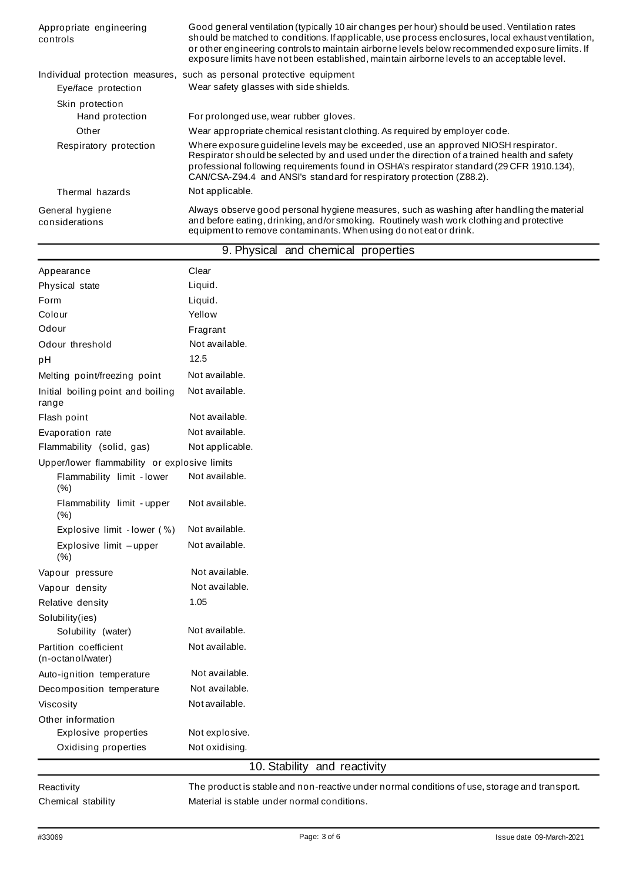| | |
|---|---|
| Appropriate engineering controls | Good general ventilation (typically 10 air changes per hour) should be used. Ventilation rates should be matched to conditions. If applicable, use process enclosures, local exhaust ventilation, or other engineering controls to maintain airborne levels below recommended exposure limits. If exposure limits have not been established, maintain airborne levels to an acceptable level. |

**Individual protection measures, such as personal protective equipment**

| | |
|---|---|
| Eye/face protection | Wear safety glasses with side shields. |
| Skin protection | |
| Hand protection | For prolonged use, wear rubber gloves. |
| Other | Wear appropriate chemical resistant clothing. As required by employer code. |
| Respiratory protection | Where exposure guideline levels may be exceeded, use an approved NIOSH respirator. Respirator should be selected by and used under the direction of a trained health and safety professional following requirements found in OSHA's respirator standard (29 CFR 1910.134), CAN/CSA-Z94.4 and ANSI's standard for respiratory protection (Z88.2). |
| Thermal hazards | Not applicable. |
| General hygiene considerations | Always observe good personal hygiene measures, such as washing after handling the material and before eating, drinking, and/or smoking. Routinely wash work clothing and protective equipment to remove contaminants. When using do not eat or drink. |

## 9. Physical and chemical properties

| | |
|---|---|
| Appearance | Clear |
| Physical state | Liquid. |
| Form | Liquid. |
| Colour | Yellow |
| Odour | Fragrant |
| Odour threshold | Not available. |
| pH | 12.5 |
| Melting point/freezing point | Not available. |
| Initial boiling point and boiling range | Not available. |
| Flash point | Not available. |
| Evaporation rate | Not available. |
| Flammability (solid, gas) | Not applicable. |
| Upper/lower flammability or explosive limits | |
| Flammability limit - lower (%) | Not available. |
| Flammability limit - upper (%) | Not available. |
| Explosive limit - lower (%) | Not available. |
| Explosive limit – upper (%) | Not available. |
| Vapour pressure | Not available. |
| Vapour density | Not available. |
| Relative density | 1.05 |
| Solubility(ies) | |
| Solubility (water) | Not available. |
| Partition coefficient (n-octanol/water) | Not available. |
| Auto-ignition temperature | Not available. |
| Decomposition temperature | Not available. |
| Viscosity | Not available. |
| Other information | |
| Explosive properties | Not explosive. |
| Oxidising properties | Not oxidising. |

## 10. Stability and reactivity

| | |
|---|---|
| Reactivity | The product is stable and non-reactive under normal conditions of use, storage and transport. |
| Chemical stability | Material is stable under normal conditions. |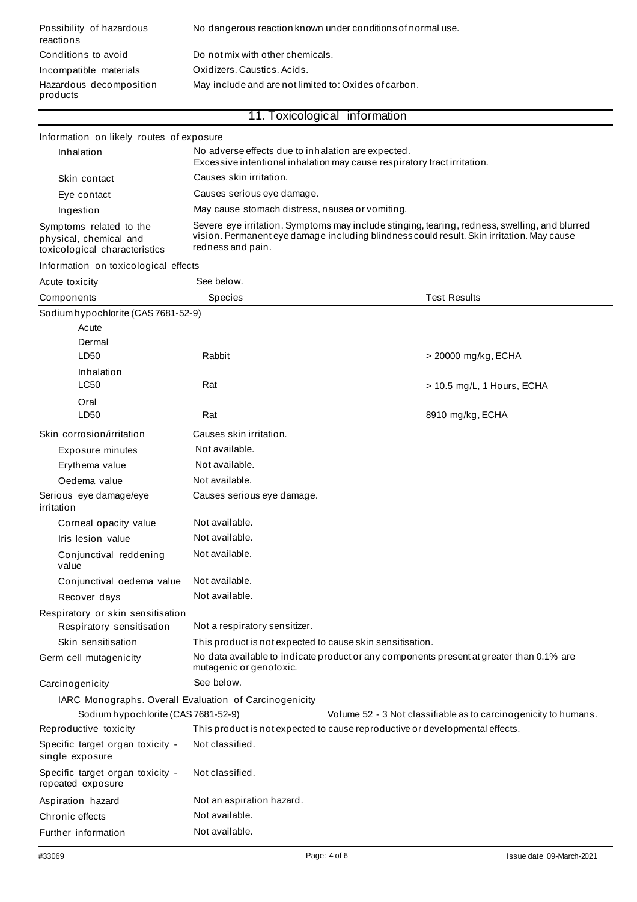| | |
|---|---|
| Possibility of hazardous reactions | No dangerous reaction known under conditions of normal use. |
| Conditions to avoid | Do not mix with other chemicals. |
| Incompatible materials | Oxidizers. Caustics. Acids. |
| Hazardous decomposition products | May include and are not limited to: Oxides of carbon. |

## 11. Toxicological information

**Information on likely routes of exposure**

| | |
|---|---|
| Inhalation | No adverse effects due to inhalation are expected. Excessive intentional inhalation may cause respiratory tract irritation. |
| Skin contact | Causes skin irritation. |
| Eye contact | Causes serious eye damage. |
| Ingestion | May cause stomach distress, nausea or vomiting. |
| Symptoms related to the physical, chemical and toxicological characteristics | Severe eye irritation. Symptoms may include stinging, tearing, redness, swelling, and blurred vision. Permanent eye damage including blindness could result. Skin irritation. May cause redness and pain. |

**Information on toxicological effects**

Acute toxicity: See below.

| Components | Species | Test Results |
|---|---|---|
| Sodium hypochlorite (CAS 7681-52-9) | | |
| Acute | | |
| Dermal | | |
| LD50 | Rabbit | > 20000 mg/kg, ECHA |
| Inhalation | | |
| LC50 | Rat | > 10.5 mg/L, 1 Hours, ECHA |
| Oral | | |
| LD50 | Rat | 8910 mg/kg, ECHA |

| | |
|---|---|
| Skin corrosion/irritation | Causes skin irritation. |
| Exposure minutes | Not available. |
| Erythema value | Not available. |
| Oedema value | Not available. |
| Serious eye damage/eye irritation | Causes serious eye damage. |
| Corneal opacity value | Not available. |
| Iris lesion value | Not available. |
| Conjunctival reddening value | Not available. |
| Conjunctival oedema value | Not available. |
| Recover days | Not available. |
| Respiratory or skin sensitisation | |
| Respiratory sensitisation | Not a respiratory sensitizer. |
| Skin sensitisation | This product is not expected to cause skin sensitisation. |
| Germ cell mutagenicity | No data available to indicate product or any components present at greater than 0.1% are mutagenic or genotoxic. |
| Carcinogenicity | See below. |

IARC Monographs. Overall Evaluation of Carcinogenicity

| | |
|---|---|
| Sodium hypochlorite (CAS 7681-52-9) | Volume 52 - 3 Not classifiable as to carcinogenicity to humans. |

| | |
|---|---|
| Reproductive toxicity | This product is not expected to cause reproductive or developmental effects. |
| Specific target organ toxicity - single exposure | Not classified. |
| Specific target organ toxicity - repeated exposure | Not classified. |
| Aspiration hazard | Not an aspiration hazard. |
| Chronic effects | Not available. |
| Further information | Not available. |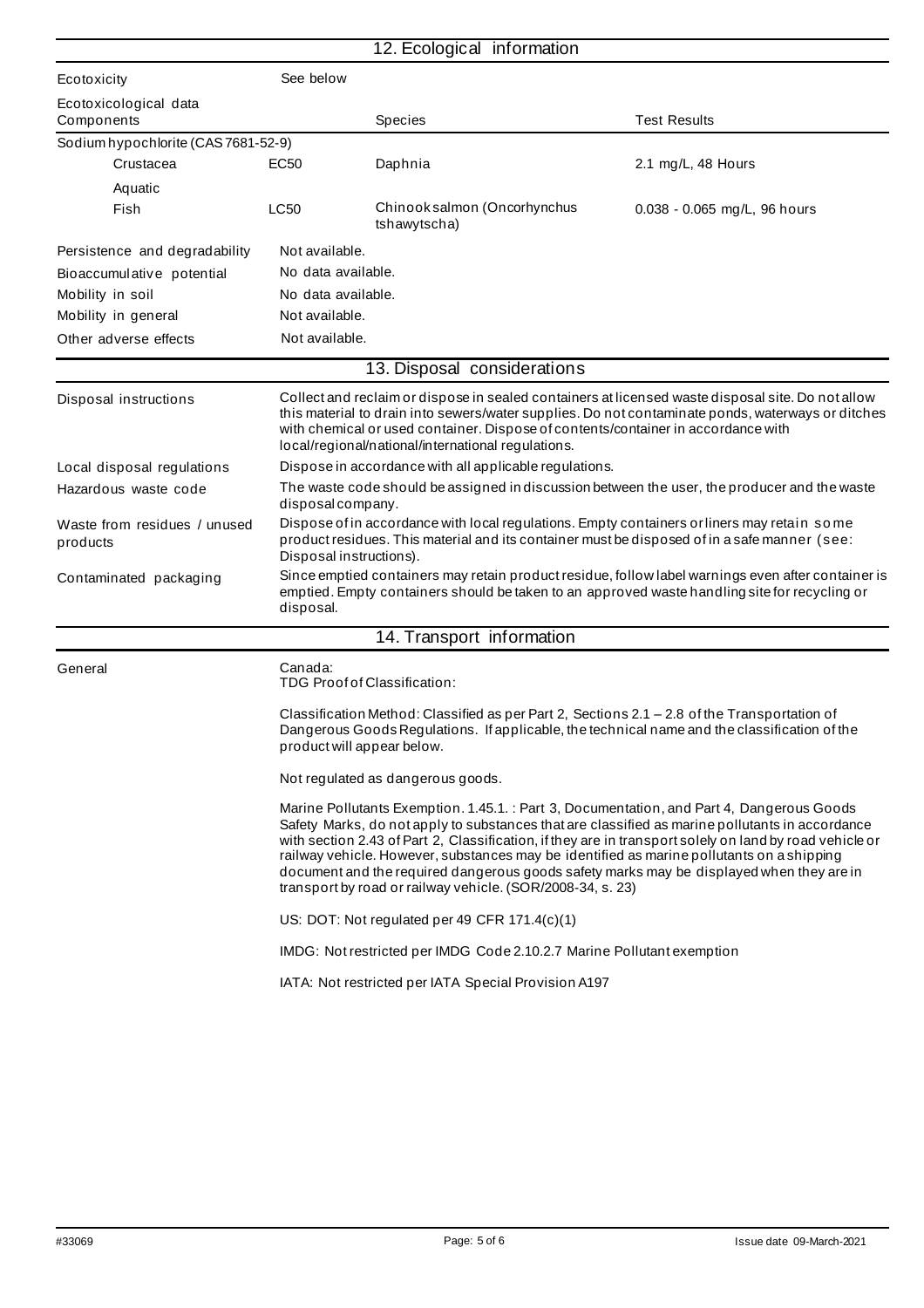## 12. Ecological information

| | |
|---|---|
| Ecotoxicity | See below |

Ecotoxicological data

| Components | | Species | Test Results |
|---|---|---|---|
| Sodium hypochlorite (CAS 7681-52-9) | | | |
| Crustacea | EC50 | Daphnia | 2.1 mg/L, 48 Hours |
| Aquatic | | | |
| Fish | LC50 | Chinook salmon (Oncorhynchus tshawytscha) | 0.038 - 0.065 mg/L, 96 hours |

| | |
|---|---|
| Persistence and degradability | Not available. |
| Bioaccumulative potential | No data available. |
| Mobility in soil | No data available. |
| Mobility in general | Not available. |
| Other adverse effects | Not available. |

## 13. Disposal considerations

| | |
|---|---|
| Disposal instructions | Collect and reclaim or dispose in sealed containers at licensed waste disposal site. Do not allow this material to drain into sewers/water supplies. Do not contaminate ponds, waterways or ditches with chemical or used container. Dispose of contents/container in accordance with local/regional/national/international regulations. |
| Local disposal regulations | Dispose in accordance with all applicable regulations. |
| Hazardous waste code | The waste code should be assigned in discussion between the user, the producer and the waste disposal company. |
| Waste from residues / unused products | Dispose of in accordance with local regulations. Empty containers or liners may retain some product residues. This material and its container must be disposed of in a safe manner (see: Disposal instructions). |
| Contaminated packaging | Since emptied containers may retain product residue, follow label warnings even after container is emptied. Empty containers should be taken to an approved waste handling site for recycling or disposal. |

## 14. Transport information

**General**

Canada:
TDG Proof of Classification:

Classification Method: Classified as per Part 2, Sections 2.1 – 2.8 of the Transportation of Dangerous Goods Regulations. If applicable, the technical name and the classification of the product will appear below.

Not regulated as dangerous goods.

Marine Pollutants Exemption. 1.45.1. : Part 3, Documentation, and Part 4, Dangerous Goods Safety Marks, do not apply to substances that are classified as marine pollutants in accordance with section 2.43 of Part 2, Classification, if they are in transport solely on land by road vehicle or railway vehicle. However, substances may be identified as marine pollutants on a shipping document and the required dangerous goods safety marks may be displayed when they are in transport by road or railway vehicle. (SOR/2008-34, s. 23)

US: DOT: Not regulated per 49 CFR 171.4(c)(1)

IMDG: Not restricted per IMDG Code 2.10.2.7 Marine Pollutant exemption

IATA: Not restricted per IATA Special Provision A197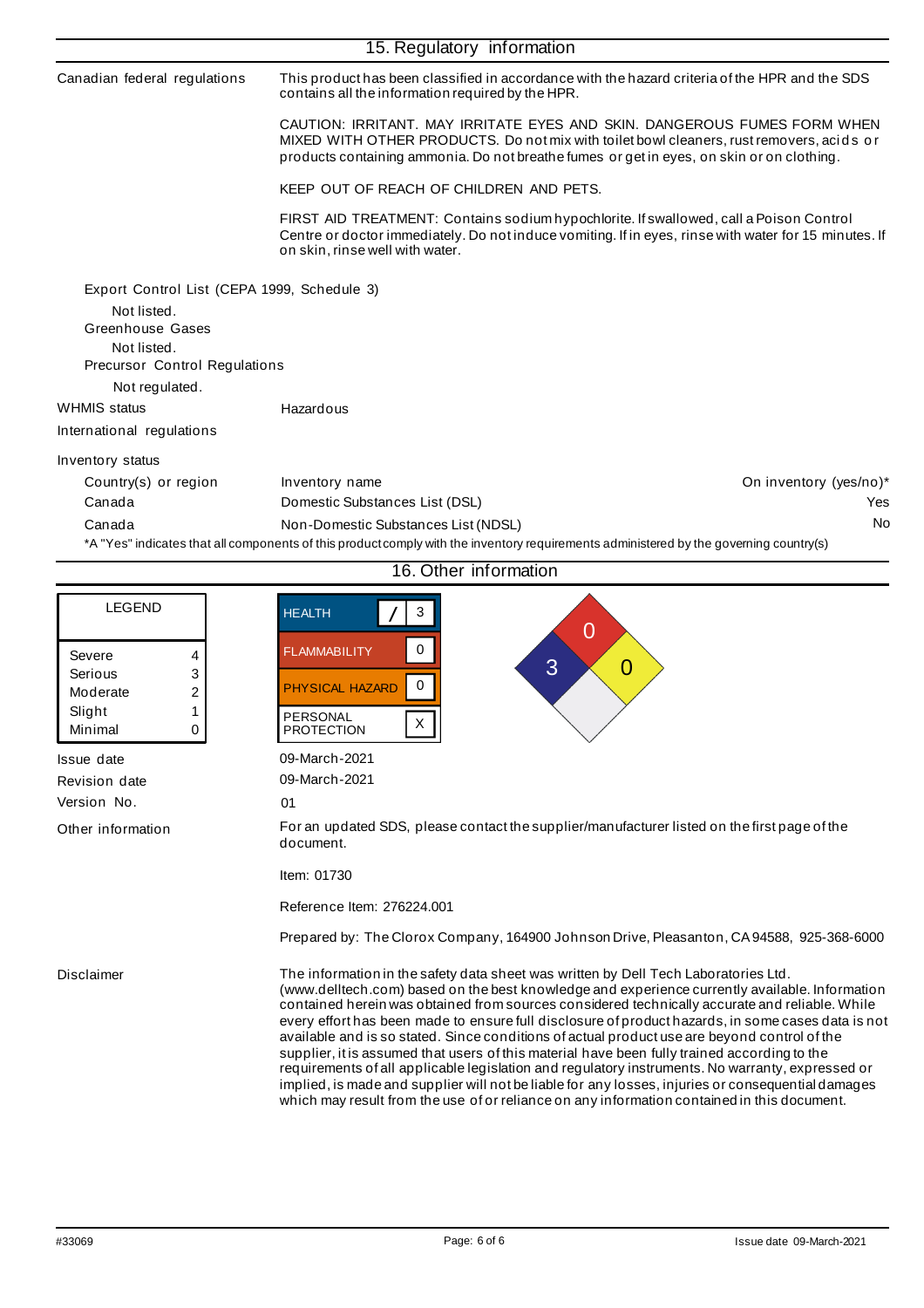## 15. Regulatory information

**Canadian federal regulations**

This product has been classified in accordance with the hazard criteria of the HPR and the SDS contains all the information required by the HPR.

CAUTION: IRRITANT. MAY IRRITATE EYES AND SKIN. DANGEROUS FUMES FORM WHEN MIXED WITH OTHER PRODUCTS. Do not mix with toilet bowl cleaners, rust removers, acids or products containing ammonia. Do not breathe fumes or get in eyes, on skin or on clothing.

KEEP OUT OF REACH OF CHILDREN AND PETS.

FIRST AID TREATMENT: Contains sodium hypochlorite. If swallowed, call a Poison Control Centre or doctor immediately. Do not induce vomiting. If in eyes, rinse with water for 15 minutes. If on skin, rinse well with water.

Export Control List (CEPA 1999, Schedule 3)

Not listed.

Greenhouse Gases

Not listed.

Precursor Control Regulations

Not regulated.

**WHMIS status** Hazardous

**International regulations**

**Inventory status**

| Country(s) or region | Inventory name | On inventory (yes/no)* |
|---|---|---|
| Canada | Domestic Substances List (DSL) | Yes |
| Canada | Non-Domestic Substances List (NDSL) | No |

*A "Yes" indicates that all components of this product comply with the inventory requirements administered by the governing country(s)

## 16. Other information

| LEGEND | |
|---|---|
| Severe | 4 |
| Serious | 3 |
| Moderate | 2 |
| Slight | 1 |
| Minimal | 0 |

| | |
|---|---|
| HEALTH | / 3 |
| FLAMMABILITY | 0 |
| PHYSICAL HAZARD | 0 |
| PERSONAL PROTECTION | X |

NFPA: Health 3, Flammability 0, Instability 0

**Issue date** 09-March-2021

**Revision date** 09-March-2021

**Version No.** 01

**Other information**

For an updated SDS, please contact the supplier/manufacturer listed on the first page of the document.

Item: 01730

Reference Item: 276224.001

Prepared by: The Clorox Company, 164900 Johnson Drive, Pleasanton, CA 94588, 925-368-6000

**Disclaimer**

The information in the safety data sheet was written by Dell Tech Laboratories Ltd. (www.delltech.com) based on the best knowledge and experience currently available. Information contained herein was obtained from sources considered technically accurate and reliable. While every effort has been made to ensure full disclosure of product hazards, in some cases data is not available and is so stated. Since conditions of actual product use are beyond control of the supplier, it is assumed that users of this material have been fully trained according to the requirements of all applicable legislation and regulatory instruments. No warranty, expressed or implied, is made and supplier will not be liable for any losses, injuries or consequential damages which may result from the use of or reliance on any information contained in this document.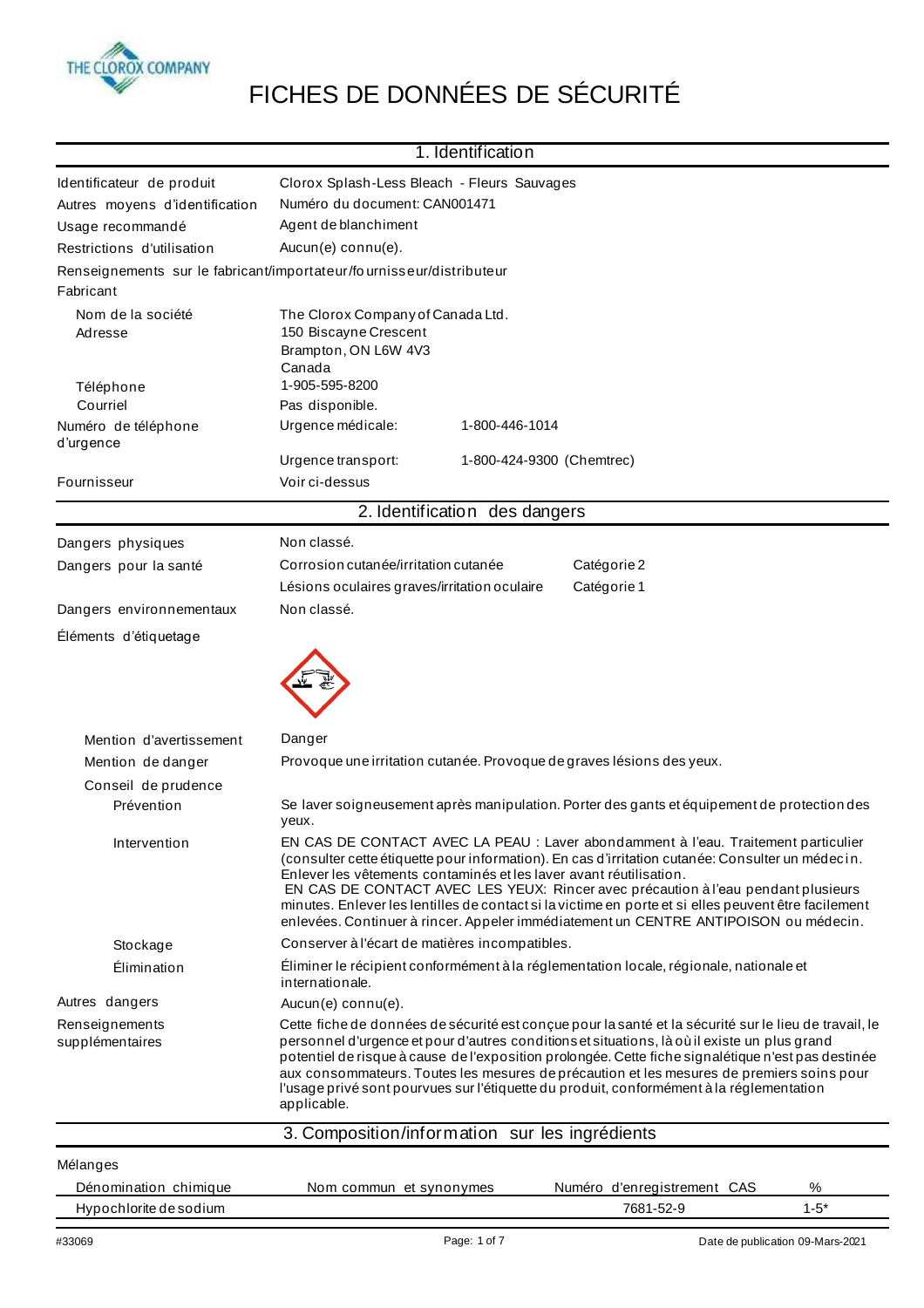# FICHES DE DONNÉES DE SÉCURITÉ

## 1. Identification

| | |
|---|---|
| Identificateur de produit | Clorox Splash-Less Bleach - Fleurs Sauvages |
| Autres moyens d'identification | Numéro du document: CAN001471 |
| Usage recommandé | Agent de blanchiment |
| Restrictions d'utilisation | Aucun(e) connu(e). |

Renseignements sur le fabricant/importateur/fournisseur/distributeur

Fabricant

| | | |
|---|---|---|
| Nom de la société | The Clorox Company of Canada Ltd. | |
| Adresse | 150 Biscayne Crescent<br>Brampton, ON L6W 4V3<br>Canada | |
| Téléphone | 1-905-595-8200 | |
| Courriel | Pas disponible. | |
| Numéro de téléphone d'urgence | Urgence médicale: | 1-800-446-1014 |
| | Urgence transport: | 1-800-424-9300 (Chemtrec) |
| Fournisseur | Voir ci-dessus | |

## 2. Identification des dangers

| | | |
|---|---|---|
| Dangers physiques | Non classé. | |
| Dangers pour la santé | Corrosion cutanée/irritation cutanée | Catégorie 2 |
| | Lésions oculaires graves/irritation oculaire | Catégorie 1 |
| Dangers environnementaux | Non classé. | |

Éléments d'étiquetage

**Mention d'avertissement:** Danger

**Mention de danger:** Provoque une irritation cutanée. Provoque de graves lésions des yeux.

**Conseil de prudence**

**Prévention:** Se laver soigneusement après manipulation. Porter des gants et équipement de protection des yeux.

**Intervention:** EN CAS DE CONTACT AVEC LA PEAU : Laver abondamment à l'eau. Traitement particulier (consulter cette étiquette pour information). En cas d'irritation cutanée: Consulter un médecin. Enlever les vêtements contaminés et les laver avant réutilisation.
EN CAS DE CONTACT AVEC LES YEUX: Rincer avec précaution à l'eau pendant plusieurs minutes. Enlever les lentilles de contact si la victime en porte et si elles peuvent être facilement enlevées. Continuer à rincer. Appeler immédiatement un CENTRE ANTIPOISON ou médecin.

**Stockage:** Conserver à l'écart de matières incompatibles.

**Élimination:** Éliminer le récipient conformément à la réglementation locale, régionale, nationale et internationale.

**Autres dangers:** Aucun(e) connu(e).

**Renseignements supplémentaires:** Cette fiche de données de sécurité est conçue pour la santé et la sécurité sur le lieu de travail, le personnel d'urgence et pour d'autres conditions et situations, là où il existe un plus grand potentiel de risque à cause de l'exposition prolongée. Cette fiche signalétique n'est pas destinée aux consommateurs. Toutes les mesures de précaution et les mesures de premiers soins pour l'usage privé sont pourvues sur l'étiquette du produit, conformément à la réglementation applicable.

## 3. Composition/information sur les ingrédients

Mélanges

| Dénomination chimique | Nom commun et synonymes | Numéro d'enregistrement CAS | % |
|---|---|---|---|
| Hypochlorite de sodium | | 7681-52-9 | 1-5* |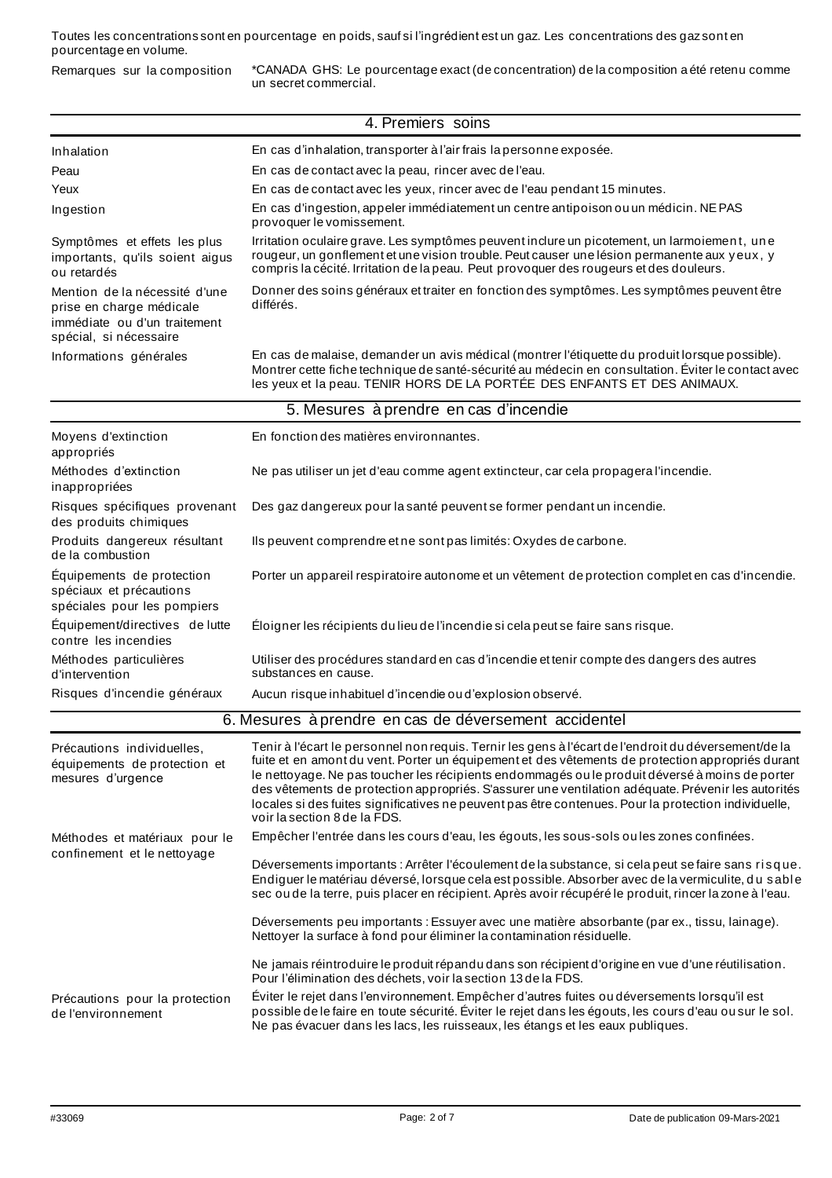Toutes les concentrations sont en pourcentage en poids, sauf si l'ingrédient est un gaz. Les concentrations des gaz sont en pourcentage en volume.

| | |
|---|---|
| Remarques sur la composition | *CANADA GHS: Le pourcentage exact (de concentration) de la composition a été retenu comme un secret commercial. |

## 4. Premiers soins

| | |
|---|---|
| Inhalation | En cas d'inhalation, transporter à l'air frais la personne exposée. |
| Peau | En cas de contact avec la peau, rincer avec de l'eau. |
| Yeux | En cas de contact avec les yeux, rincer avec de l'eau pendant 15 minutes. |
| Ingestion | En cas d'ingestion, appeler immédiatement un centre antipoison ou un médicin. NE PAS provoquer le vomissement. |
| Symptômes et effets les plus importants, qu'ils soient aigus ou retardés | Irritation oculaire grave. Les symptômes peuvent inclure un picotement, un larmoiement, une rougeur, un gonflement et une vision trouble. Peut causer une lésion permanente aux yeux, y compris la cécité. Irritation de la peau. Peut provoquer des rougeurs et des douleurs. |
| Mention de la nécessité d'une prise en charge médicale immédiate ou d'un traitement spécial, si nécessaire | Donner des soins généraux et traiter en fonction des symptômes. Les symptômes peuvent être différés. |
| Informations générales | En cas de malaise, demander un avis médical (montrer l'étiquette du produit lorsque possible). Montrer cette fiche technique de santé-sécurité au médecin en consultation. Éviter le contact avec les yeux et la peau. TENIR HORS DE LA PORTÉE DES ENFANTS ET DES ANIMAUX. |

## 5. Mesures à prendre en cas d'incendie

| | |
|---|---|
| Moyens d'extinction appropriés | En fonction des matières environnantes. |
| Méthodes d'extinction inappropriées | Ne pas utiliser un jet d'eau comme agent extincteur, car cela propagera l'incendie. |
| Risques spécifiques provenant des produits chimiques | Des gaz dangereux pour la santé peuvent se former pendant un incendie. |
| Produits dangereux résultant de la combustion | Ils peuvent comprendre et ne sont pas limités: Oxydes de carbone. |
| Équipements de protection spéciaux et précautions spéciales pour les pompiers | Porter un appareil respiratoire autonome et un vêtement de protection complet en cas d'incendie. |
| Équipement/directives de lutte contre les incendies | Éloigner les récipients du lieu de l'incendie si cela peut se faire sans risque. |
| Méthodes particulières d'intervention | Utiliser des procédures standard en cas d'incendie et tenir compte des dangers des autres substances en cause. |
| Risques d'incendie généraux | Aucun risque inhabituel d'incendie ou d'explosion observé. |

## 6. Mesures à prendre en cas de déversement accidentel

| | |
|---|---|
| Précautions individuelles, équipements de protection et mesures d'urgence | Tenir à l'écart le personnel non requis. Ternir les gens à l'écart de l'endroit du déversement/de la fuite et en amont du vent. Porter un équipement et des vêtements de protection appropriés durant le nettoyage. Ne pas toucher les récipients endommagés ou le produit déversé à moins de porter des vêtements de protection appropriés. S'assurer une ventilation adéquate. Prévenir les autorités locales si des fuites significatives ne peuvent pas être contenues. Pour la protection individuelle, voir la section 8 de la FDS. |
| Méthodes et matériaux pour le confinement et le nettoyage | Empêcher l'entrée dans les cours d'eau, les égouts, les sous-sols ou les zones confinées.<br><br>Déversements importants : Arrêter l'écoulement de la substance, si cela peut se faire sans risque. Endiguer le matériau déversé, lorsque cela est possible. Absorber avec de la vermiculite, du sable sec ou de la terre, puis placer en récipient. Après avoir récupéré le produit, rincer la zone à l'eau.<br><br>Déversements peu importants : Essuyer avec une matière absorbante (par ex., tissu, lainage). Nettoyer la surface à fond pour éliminer la contamination résiduelle.<br><br>Ne jamais réintroduire le produit répandu dans son récipient d'origine en vue d'une réutilisation. Pour l'élimination des déchets, voir la section 13 de la FDS. |
| Précautions pour la protection de l'environnement | Éviter le rejet dans l'environnement. Empêcher d'autres fuites ou déversements lorsqu'il est possible de le faire en toute sécurité. Éviter le rejet dans les égouts, les cours d'eau ou sur le sol. Ne pas évacuer dans les lacs, les ruisseaux, les étangs et les eaux publiques. |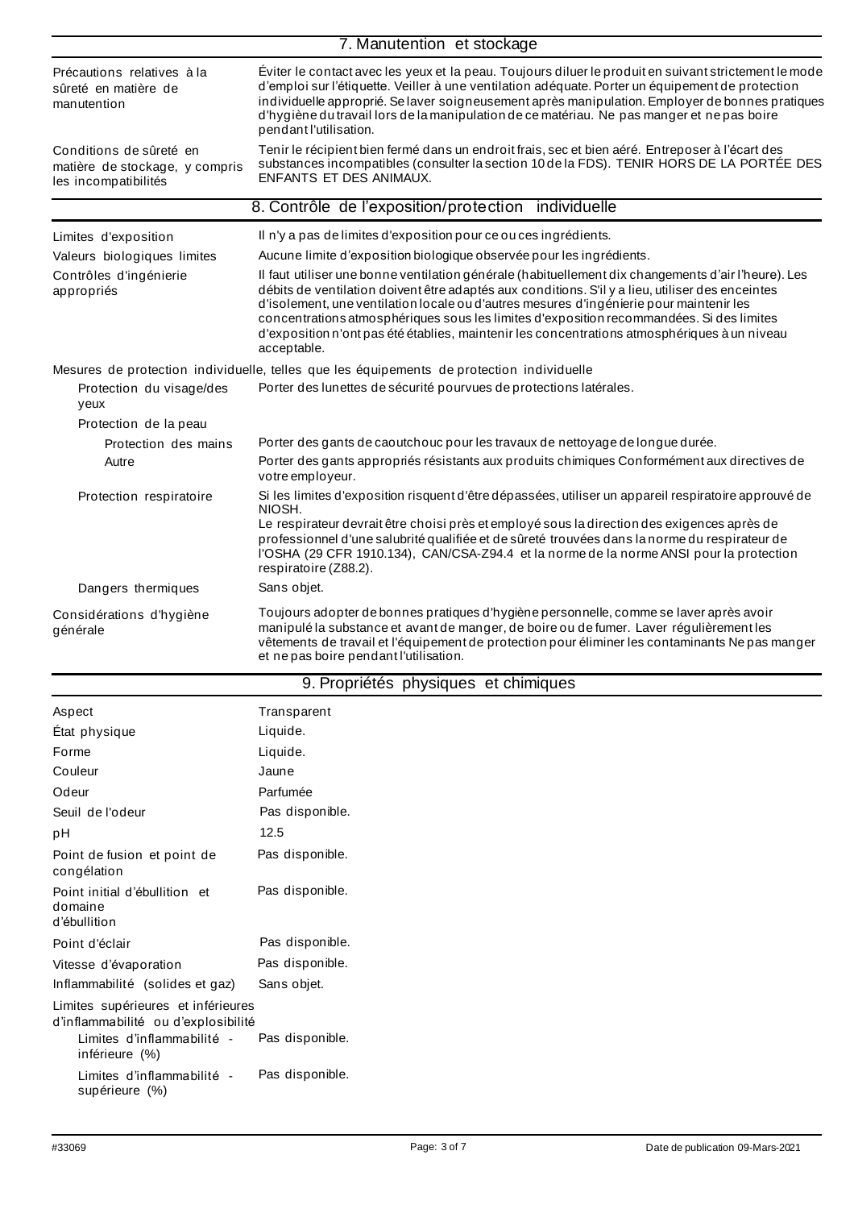## 7. Manutention et stockage

| | |
|---|---|
| Précautions relatives à la sûreté en matière de manutention | Éviter le contact avec les yeux et la peau. Toujours diluer le produit en suivant strictement le mode d'emploi sur l'étiquette. Veiller à une ventilation adéquate. Porter un équipement de protection individuelle approprié. Se laver soigneusement après manipulation. Employer de bonnes pratiques d'hygiène du travail lors de la manipulation de ce matériau. Ne pas manger et ne pas boire pendant l'utilisation. |
| Conditions de sûreté en matière de stockage, y compris les incompatibilités | Tenir le récipient bien fermé dans un endroit frais, sec et bien aéré. Entreposer à l'écart des substances incompatibles (consulter la section 10 de la FDS). TENIR HORS DE LA PORTÉE DES ENFANTS ET DES ANIMAUX. |

## 8. Contrôle de l'exposition/protection individuelle

| | |
|---|---|
| Limites d'exposition | Il n'y a pas de limites d'exposition pour ce ou ces ingrédients. |
| Valeurs biologiques limites | Aucune limite d'exposition biologique observée pour les ingrédients. |
| Contrôles d'ingénierie appropriés | Il faut utiliser une bonne ventilation générale (habituellement dix changements d'air l'heure). Les débits de ventilation doivent être adaptés aux conditions. S'il y a lieu, utiliser des enceintes d'isolement, une ventilation locale ou d'autres mesures d'ingénierie pour maintenir les concentrations atmosphériques sous les limites d'exposition recommandées. Si des limites d'exposition n'ont pas été établies, maintenir les concentrations atmosphériques à un niveau acceptable. |

Mesures de protection individuelle, telles que les équipements de protection individuelle

| | |
|---|---|
| Protection du visage/des yeux | Porter des lunettes de sécurité pourvues de protections latérales. |
| Protection de la peau | |
| Protection des mains | Porter des gants de caoutchouc pour les travaux de nettoyage de longue durée. |
| Autre | Porter des gants appropriés résistants aux produits chimiques Conformément aux directives de votre employeur. |
| Protection respiratoire | Si les limites d'exposition risquent d'être dépassées, utiliser un appareil respiratoire approuvé de NIOSH.<br>Le respirateur devrait être choisi près et employé sous la direction des exigences après de professionnel d'une salubrité qualifiée et de sûreté trouvées dans la norme du respirateur de l'OSHA (29 CFR 1910.134), CAN/CSA-Z94.4 et la norme de la norme ANSI pour la protection respiratoire (Z88.2). |
| Dangers thermiques | Sans objet. |
| Considérations d'hygiène générale | Toujours adopter de bonnes pratiques d'hygiène personnelle, comme se laver après avoir manipulé la substance et avant de manger, de boire ou de fumer. Laver régulièrement les vêtements de travail et l'équipement de protection pour éliminer les contaminants Ne pas manger et ne pas boire pendant l'utilisation. |

## 9. Propriétés physiques et chimiques

| | |
|---|---|
| Aspect | Transparent |
| État physique | Liquide. |
| Forme | Liquide. |
| Couleur | Jaune |
| Odeur | Parfumée |
| Seuil de l'odeur | Pas disponible. |
| pH | 12.5 |
| Point de fusion et point de congélation | Pas disponible. |
| Point initial d'ébullition et domaine d'ébullition | Pas disponible. |
| Point d'éclair | Pas disponible. |
| Vitesse d'évaporation | Pas disponible. |
| Inflammabilité (solides et gaz) | Sans objet. |
| Limites supérieures et inférieures d'inflammabilité ou d'explosibilité | |
| Limites d'inflammabilité - inférieure (%) | Pas disponible. |
| Limites d'inflammabilité - supérieure (%) | Pas disponible. |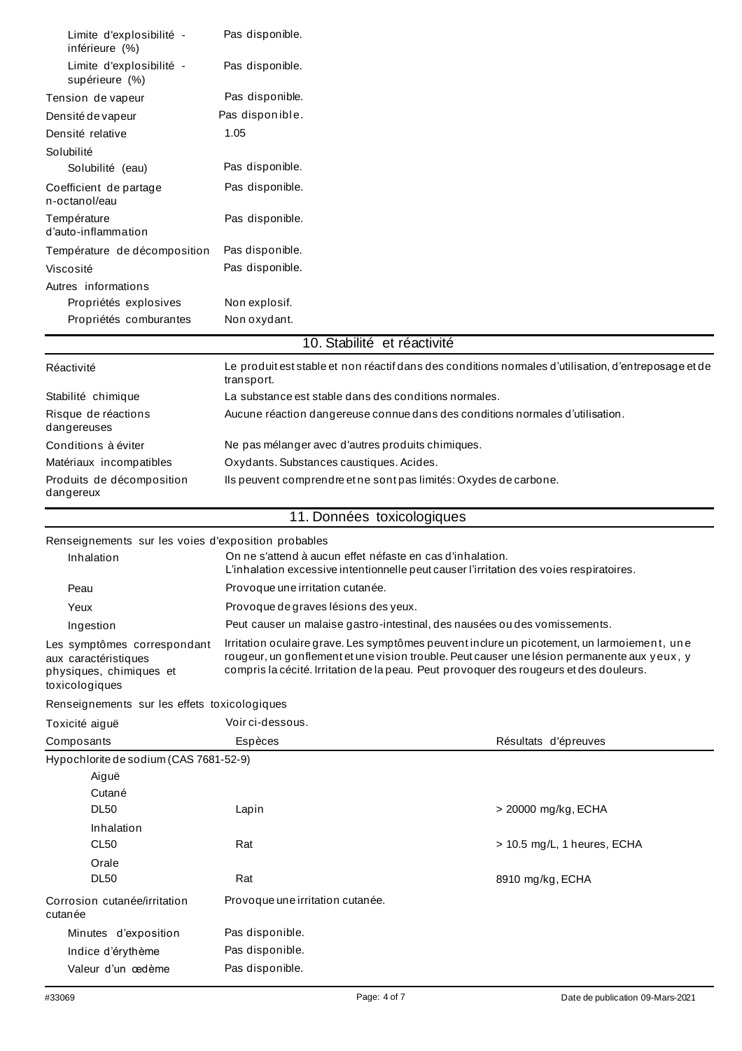| | |
|---|---|
| Limite d'explosibilité - inférieure (%) | Pas disponible. |
| Limite d'explosibilité - supérieure (%) | Pas disponible. |
| Tension de vapeur | Pas disponible. |
| Densité de vapeur | Pas disponible. |
| Densité relative | 1.05 |
| Solubilité | |
| Solubilité (eau) | Pas disponible. |
| Coefficient de partage n-octanol/eau | Pas disponible. |
| Température d'auto-inflammation | Pas disponible. |
| Température de décomposition | Pas disponible. |
| Viscosité | Pas disponible. |
| Autres informations | |
| Propriétés explosives | Non explosif. |
| Propriétés comburantes | Non oxydant. |

## 10. Stabilité et réactivité

| | |
|---|---|
| Réactivité | Le produit est stable et non réactif dans des conditions normales d'utilisation, d'entreposage et de transport. |
| Stabilité chimique | La substance est stable dans des conditions normales. |
| Risque de réactions dangereuses | Aucune réaction dangereuse connue dans des conditions normales d'utilisation. |
| Conditions à éviter | Ne pas mélanger avec d'autres produits chimiques. |
| Matériaux incompatibles | Oxydants. Substances caustiques. Acides. |
| Produits de décomposition dangereux | Ils peuvent comprendre et ne sont pas limités: Oxydes de carbone. |

## 11. Données toxicologiques

Renseignements sur les voies d'exposition probables

| | |
|---|---|
| Inhalation | On ne s'attend à aucun effet néfaste en cas d'inhalation. L'inhalation excessive intentionnelle peut causer l'irritation des voies respiratoires. |
| Peau | Provoque une irritation cutanée. |
| Yeux | Provoque de graves lésions des yeux. |
| Ingestion | Peut causer un malaise gastro-intestinal, des nausées ou des vomissements. |
| Les symptômes correspondant aux caractéristiques physiques, chimiques et toxicologiques | Irritation oculaire grave. Les symptômes peuvent inclure un picotement, un larmoiement, une rougeur, un gonflement et une vision trouble. Peut causer une lésion permanente aux yeux, y compris la cécité. Irritation de la peau. Peut provoquer des rougeurs et des douleurs. |

Renseignements sur les effets toxicologiques

Toxicité aiguë — Voir ci-dessous.

| Composants | Espèces | Résultats d'épreuves |
|---|---|---|
| Hypochlorite de sodium (CAS 7681-52-9) | | |
| Aiguë | | |
| Cutané | | |
| DL50 | Lapin | > 20000 mg/kg, ECHA |
| Inhalation | | |
| CL50 | Rat | > 10.5 mg/L, 1 heures, ECHA |
| Orale | | |
| DL50 | Rat | 8910 mg/kg, ECHA |

| | |
|---|---|
| Corrosion cutanée/irritation cutanée | Provoque une irritation cutanée. |
| Minutes d'exposition | Pas disponible. |
| Indice d'érythème | Pas disponible. |
| Valeur d'un œdème | Pas disponible. |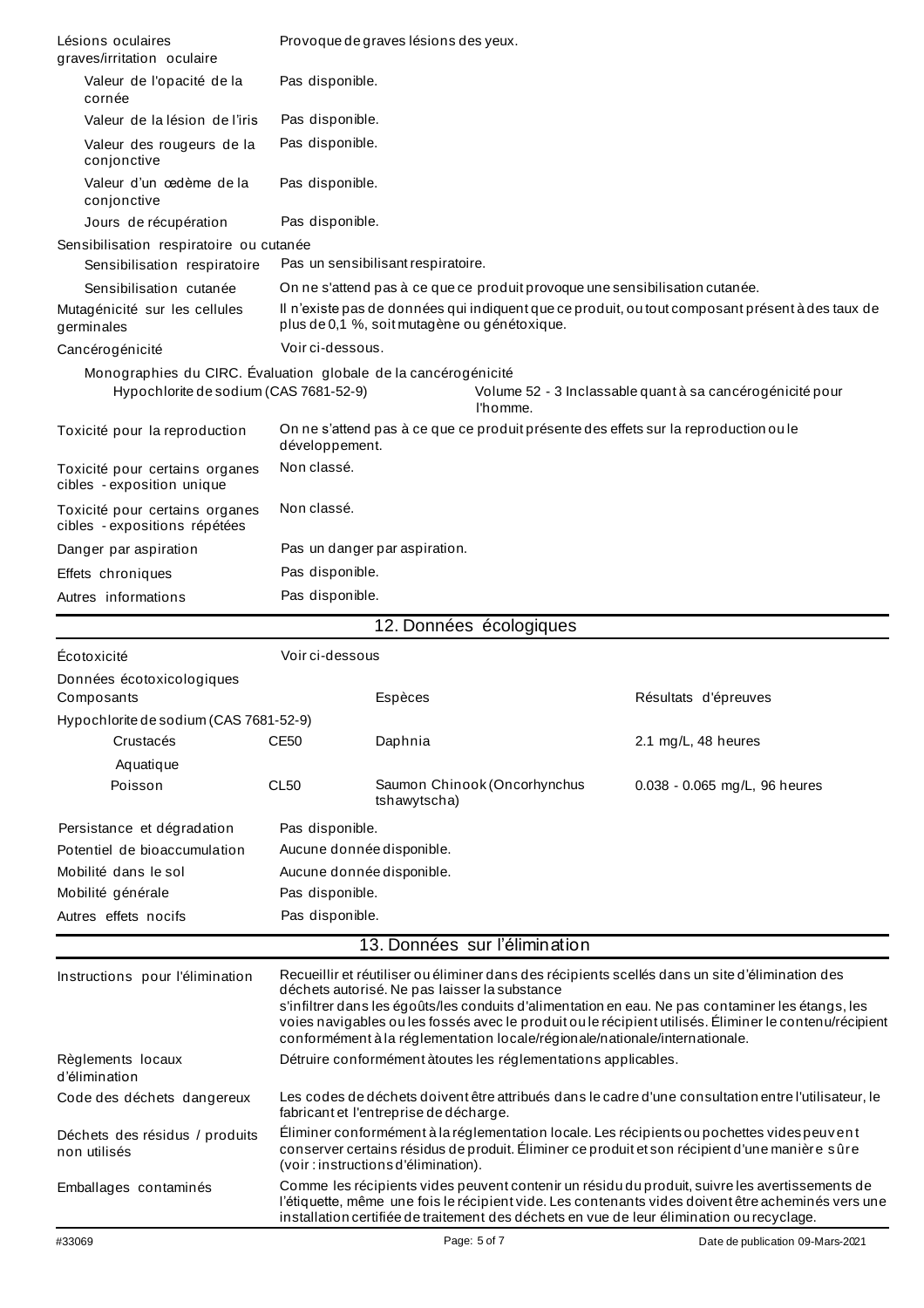| | |
|---|---|
| Lésions oculaires graves/irritation oculaire | Provoque de graves lésions des yeux. |
| Valeur de l'opacité de la cornée | Pas disponible. |
| Valeur de la lésion de l'iris | Pas disponible. |
| Valeur des rougeurs de la conjonctive | Pas disponible. |
| Valeur d'un œdème de la conjonctive | Pas disponible. |
| Jours de récupération | Pas disponible. |

Sensibilisation respiratoire ou cutanée

| | |
|---|---|
| Sensibilisation respiratoire | Pas un sensibilisant respiratoire. |
| Sensibilisation cutanée | On ne s'attend pas à ce que ce produit provoque une sensibilisation cutanée. |
| Mutagénicité sur les cellules germinales | Il n'existe pas de données qui indiquent que ce produit, ou tout composant présent à des taux de plus de 0,1 %, soit mutagène ou génétoxique. |
| Cancérogénicité | Voir ci-dessous. |

Monographies du CIRC. Évaluation globale de la cancérogénicité

| | |
|---|---|
| Hypochlorite de sodium (CAS 7681-52-9) | Volume 52 - 3 Inclassable quant à sa cancérogénicité pour l'homme. |

| | |
|---|---|
| Toxicité pour la reproduction | On ne s'attend pas à ce que ce produit présente des effets sur la reproduction ou le développement. |
| Toxicité pour certains organes cibles - exposition unique | Non classé. |
| Toxicité pour certains organes cibles - expositions répétées | Non classé. |
| Danger par aspiration | Pas un danger par aspiration. |
| Effets chroniques | Pas disponible. |
| Autres informations | Pas disponible. |

## 12. Données écologiques

Écotoxicité: Voir ci-dessous

Données écotoxicologiques

| Composants | | Espèces | Résultats d'épreuves |
|---|---|---|---|
| Hypochlorite de sodium (CAS 7681-52-9) | | | |
| Crustacés | CE50 | Daphnia | 2.1 mg/L, 48 heures |
| Aquatique | | | |
| Poisson | CL50 | Saumon Chinook (Oncorhynchus tshawytscha) | 0.038 - 0.065 mg/L, 96 heures |

| | |
|---|---|
| Persistance et dégradation | Pas disponible. |
| Potentiel de bioaccumulation | Aucune donnée disponible. |
| Mobilité dans le sol | Aucune donnée disponible. |
| Mobilité générale | Pas disponible. |
| Autres effets nocifs | Pas disponible. |

## 13. Données sur l'élimination

| | |
|---|---|
| Instructions pour l'élimination | Recueillir et réutiliser ou éliminer dans des récipients scellés dans un site d'élimination des déchets autorisé. Ne pas laisser la substance s'infiltrer dans les égoûts/les conduits d'alimentation en eau. Ne pas contaminer les étangs, les voies navigables ou les fossés avec le produit ou le récipient utilisés. Éliminer le contenu/récipient conformément à la réglementation locale/régionale/nationale/internationale. |
| Règlements locaux d'élimination | Détruire conformément àtoutes les réglementations applicables. |
| Code des déchets dangereux | Les codes de déchets doivent être attribués dans le cadre d'une consultation entre l'utilisateur, le fabricant et l'entreprise de décharge. |
| Déchets des résidus / produits non utilisés | Éliminer conformément à la réglementation locale. Les récipients ou pochettes vides peuvent conserver certains résidus de produit. Éliminer ce produit et son récipient d'une manière sûre (voir : instructions d'élimination). |
| Emballages contaminés | Comme les récipients vides peuvent contenir un résidu du produit, suivre les avertissements de l'étiquette, même une fois le récipient vide. Les contenants vides doivent être acheminés vers une installation certifiée de traitement des déchets en vue de leur élimination ou recyclage. |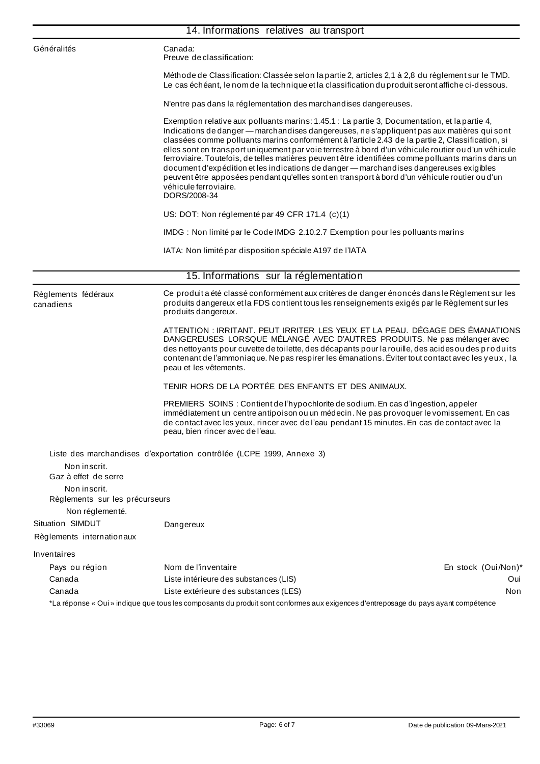## 14. Informations relatives au transport

**Généralités**

Canada:
Preuve de classification:

Méthode de Classification: Classée selon la partie 2, articles 2,1 à 2,8 du règlement sur le TMD. Le cas échéant, le nom de la technique et la classification du produit seront affiche ci-dessous.

N'entre pas dans la réglementation des marchandises dangereuses.

Exemption relative aux polluants marins: 1.45.1 : La partie 3, Documentation, et la partie 4, Indications de danger — marchandises dangereuses, ne s'appliquent pas aux matières qui sont classées comme polluants marins conformément à l'article 2.43 de la partie 2, Classification, si elles sont en transport uniquement par voie terrestre à bord d'un véhicule routier ou d'un véhicule ferroviaire. Toutefois, de telles matières peuvent être identifiées comme polluants marins dans un document d'expédition et les indications de danger — marchandises dangereuses exigibles peuvent être apposées pendant qu'elles sont en transport à bord d'un véhicule routier ou d'un véhicule ferroviaire.
DORS/2008-34

US: DOT: Non réglementé par 49 CFR 171.4 (c)(1)

IMDG : Non limité par le Code IMDG 2.10.2.7 Exemption pour les polluants marins

IATA: Non limité par disposition spéciale A197 de l'IATA

## 15. Informations sur la réglementation

**Règlements fédéraux canadiens**

Ce produit a été classé conformément aux critères de danger énoncés dans le Règlement sur les produits dangereux et la FDS contient tous les renseignements exigés par le Règlement sur les produits dangereux.

ATTENTION : IRRITANT. PEUT IRRITER LES YEUX ET LA PEAU. DÉGAGE DES ÉMANATIONS DANGEREUSES LORSQUE MÉLANGÉ AVEC D'AUTRES PRODUITS. Ne pas mélanger avec des nettoyants pour cuvette de toilette, des décapants pour la rouille, des acides ou des produits contenant de l'ammoniaque. Ne pas respirer les émanations. Éviter tout contact avec les yeux, la peau et les vêtements.

TENIR HORS DE LA PORTÉE DES ENFANTS ET DES ANIMAUX.

PREMIERS SOINS : Contient de l'hypochlorite de sodium. En cas d'ingestion, appeler immédiatement un centre antipoison ou un médecin. Ne pas provoquer le vomissement. En cas de contact avec les yeux, rincer avec de l'eau pendant 15 minutes. En cas de contact avec la peau, bien rincer avec de l'eau.

Liste des marchandises d'exportation contrôlée (LCPE 1999, Annexe 3)

Non inscrit.

Gaz à effet de serre

Non inscrit.

Règlements sur les précurseurs

Non réglementé.

**Situation SIMDUT** Dangereux

**Règlements internationaux**

**Inventaires**

| Pays ou région | Nom de l'inventaire | En stock (Oui/Non)* |
|---|---|---|
| Canada | Liste intérieure des substances (LIS) | Oui |
| Canada | Liste extérieure des substances (LES) | Non |

*La réponse « Oui » indique que tous les composants du produit sont conformes aux exigences d'entreposage du pays ayant compétence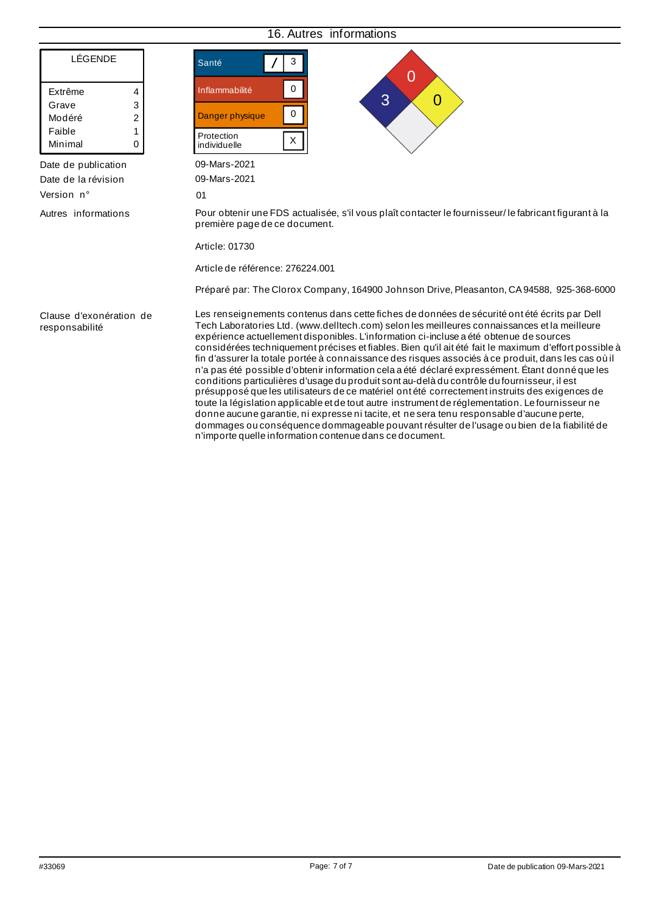## 16. Autres informations

| LÉGENDE | |
|---|---|
| Extrême | 4 |
| Grave | 3 |
| Modéré | 2 |
| Faible | 1 |
| Minimal | 0 |

| | |
|---|---|
| Santé | / 3 |
| Inflammabilité | 0 |
| Danger physique | 0 |
| Protection individuelle | X |

3
0
0

| | |
|---|---|
| Date de publication | 09-Mars-2021 |
| Date de la révision | 09-Mars-2021 |
| Version n° | 01 |

**Autres informations**

Pour obtenir une FDS actualisée, s'il vous plaît contacter le fournisseur/ le fabricant figurant à la première page de ce document.

Article: 01730

Article de référence: 276224.001

Préparé par: The Clorox Company, 164900 Johnson Drive, Pleasanton, CA 94588, 925-368-6000

**Clause d'exonération de responsabilité**

Les renseignements contenus dans cette fiches de données de sécurité ont été écrits par Dell Tech Laboratories Ltd. (www.delltech.com) selon les meilleures connaissances et la meilleure expérience actuellement disponibles. L'information ci-incluse a été obtenue de sources considérées techniquement précises et fiables. Bien qu'il ait été fait le maximum d'effort possible à fin d'assurer la totale portée à connaissance des risques associés à ce produit, dans les cas où il n'a pas été possible d'obtenir information cela a été déclaré expressément. Étant donné que les conditions particulières d'usage du produit sont au-delà du contrôle du fournisseur, il est présupposé que les utilisateurs de ce matériel ont été correctement instruits des exigences de toute la législation applicable et de tout autre instrument de réglementation. Le fournisseur ne donne aucune garantie, ni expresse ni tacite, et ne sera tenu responsable d'aucune perte, dommages ou conséquence dommageable pouvant résulter de l'usage ou bien de la fiabilité de n'importe quelle information contenue dans ce document.